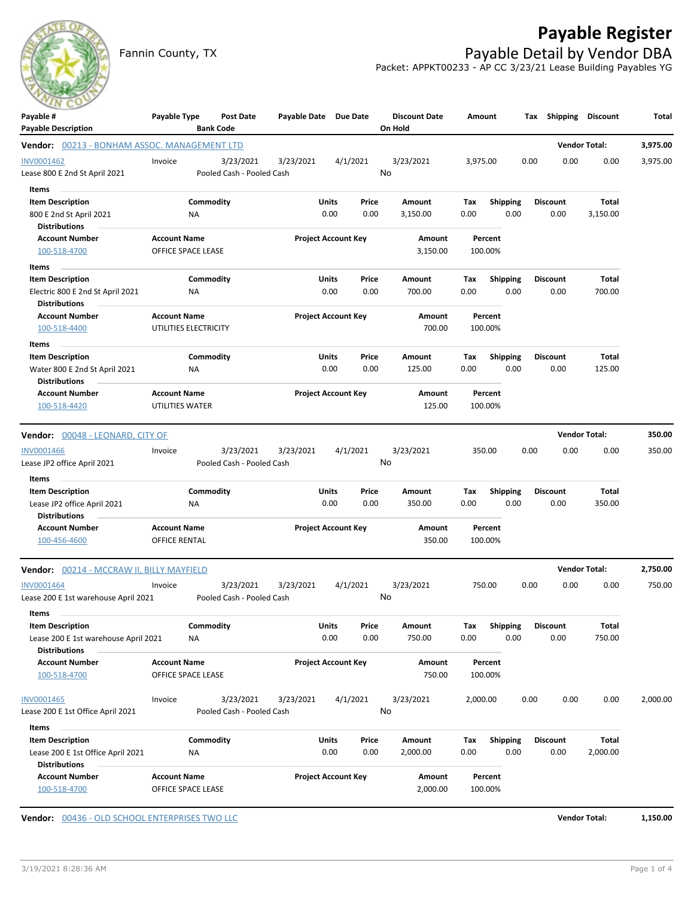# Payable Register

Fannin County, TX

## Payable Detail by Vendor DBA

Packet: APPKT00233 - AP CC 3/23/21 Lease Building Payables YG

| Payable # / Payable Description | Payable Type | Post Date / Bank Code | Payable Date | Due Date | Discount Date / On Hold | Amount | Tax | Shipping | Discount | Total |
|---|---|---|---|---|---|---|---|---|---|---|

**Vendor: 00213 - BONHAM ASSOC. MANAGEMENT LTD** — **Vendor Total: 3,975.00**

| Payable # | Payable Type | Post Date | Payable Date | Due Date | Discount Date | Amount | Tax | Shipping | Discount | Total |
|---|---|---|---|---|---|---|---|---|---|---|
| INV0001462 | Invoice | 3/23/2021 | 3/23/2021 | 4/1/2021 | 3/23/2021 | 3,975.00 | 0.00 | 0.00 | 0.00 | 3,975.00 |
| Lease 800 E 2nd St April 2021 | | Pooled Cash - Pooled Cash | | | No | | | | | |

Items

| Item Description | Commodity | Units | Price | Amount | Tax | Shipping | Discount | Total |
|---|---|---|---|---|---|---|---|---|
| 800 E 2nd St April 2021 | NA | 0.00 | 0.00 | 3,150.00 | 0.00 | 0.00 | 0.00 | 3,150.00 |

Distributions

| Account Number | Account Name | Project Account Key | Amount | Percent |
|---|---|---|---|---|
| 100-518-4700 | OFFICE SPACE LEASE | | 3,150.00 | 100.00% |

Items

| Item Description | Commodity | Units | Price | Amount | Tax | Shipping | Discount | Total |
|---|---|---|---|---|---|---|---|---|
| Electric 800 E 2nd St April 2021 | NA | 0.00 | 0.00 | 700.00 | 0.00 | 0.00 | 0.00 | 700.00 |

Distributions

| Account Number | Account Name | Project Account Key | Amount | Percent |
|---|---|---|---|---|
| 100-518-4400 | UTILITIES ELECTRICITY | | 700.00 | 100.00% |

Items

| Item Description | Commodity | Units | Price | Amount | Tax | Shipping | Discount | Total |
|---|---|---|---|---|---|---|---|---|
| Water 800 E 2nd St April 2021 | NA | 0.00 | 0.00 | 125.00 | 0.00 | 0.00 | 0.00 | 125.00 |

Distributions

| Account Number | Account Name | Project Account Key | Amount | Percent |
|---|---|---|---|---|
| 100-518-4420 | UTILITIES WATER | | 125.00 | 100.00% |

**Vendor: 00048 - LEONARD, CITY OF** — **Vendor Total: 350.00**

| Payable # | Payable Type | Post Date | Payable Date | Due Date | Discount Date | Amount | Tax | Shipping | Discount | Total |
|---|---|---|---|---|---|---|---|---|---|---|
| INV0001466 | Invoice | 3/23/2021 | 3/23/2021 | 4/1/2021 | 3/23/2021 | 350.00 | 0.00 | 0.00 | 0.00 | 350.00 |
| Lease JP2 office April 2021 | | Pooled Cash - Pooled Cash | | | No | | | | | |

Items

| Item Description | Commodity | Units | Price | Amount | Tax | Shipping | Discount | Total |
|---|---|---|---|---|---|---|---|---|
| Lease JP2 office April 2021 | NA | 0.00 | 0.00 | 350.00 | 0.00 | 0.00 | 0.00 | 350.00 |

Distributions

| Account Number | Account Name | Project Account Key | Amount | Percent |
|---|---|---|---|---|
| 100-456-4600 | OFFICE RENTAL | | 350.00 | 100.00% |

**Vendor: 00214 - MCCRAW II, BILLY MAYFIELD** — **Vendor Total: 2,750.00**

| Payable # | Payable Type | Post Date | Payable Date | Due Date | Discount Date | Amount | Tax | Shipping | Discount | Total |
|---|---|---|---|---|---|---|---|---|---|---|
| INV0001464 | Invoice | 3/23/2021 | 3/23/2021 | 4/1/2021 | 3/23/2021 | 750.00 | 0.00 | 0.00 | 0.00 | 750.00 |
| Lease 200 E 1st warehouse April 2021 | | Pooled Cash - Pooled Cash | | | No | | | | | |

Items

| Item Description | Commodity | Units | Price | Amount | Tax | Shipping | Discount | Total |
|---|---|---|---|---|---|---|---|---|
| Lease 200 E 1st warehouse April 2021 | NA | 0.00 | 0.00 | 750.00 | 0.00 | 0.00 | 0.00 | 750.00 |

Distributions

| Account Number | Account Name | Project Account Key | Amount | Percent |
|---|---|---|---|---|
| 100-518-4700 | OFFICE SPACE LEASE | | 750.00 | 100.00% |

| Payable # | Payable Type | Post Date | Payable Date | Due Date | Discount Date | Amount | Tax | Shipping | Discount | Total |
|---|---|---|---|---|---|---|---|---|---|---|
| INV0001465 | Invoice | 3/23/2021 | 3/23/2021 | 4/1/2021 | 3/23/2021 | 2,000.00 | 0.00 | 0.00 | 0.00 | 2,000.00 |
| Lease 200 E 1st Office April 2021 | | Pooled Cash - Pooled Cash | | | No | | | | | |

Items

| Item Description | Commodity | Units | Price | Amount | Tax | Shipping | Discount | Total |
|---|---|---|---|---|---|---|---|---|
| Lease 200 E 1st Office April 2021 | NA | 0.00 | 0.00 | 2,000.00 | 0.00 | 0.00 | 0.00 | 2,000.00 |

Distributions

| Account Number | Account Name | Project Account Key | Amount | Percent |
|---|---|---|---|---|
| 100-518-4700 | OFFICE SPACE LEASE | | 2,000.00 | 100.00% |

**Vendor: 00436 - OLD SCHOOL ENTERPRISES TWO LLC** — **Vendor Total: 1,150.00**

3/19/2021 8:28:36 AM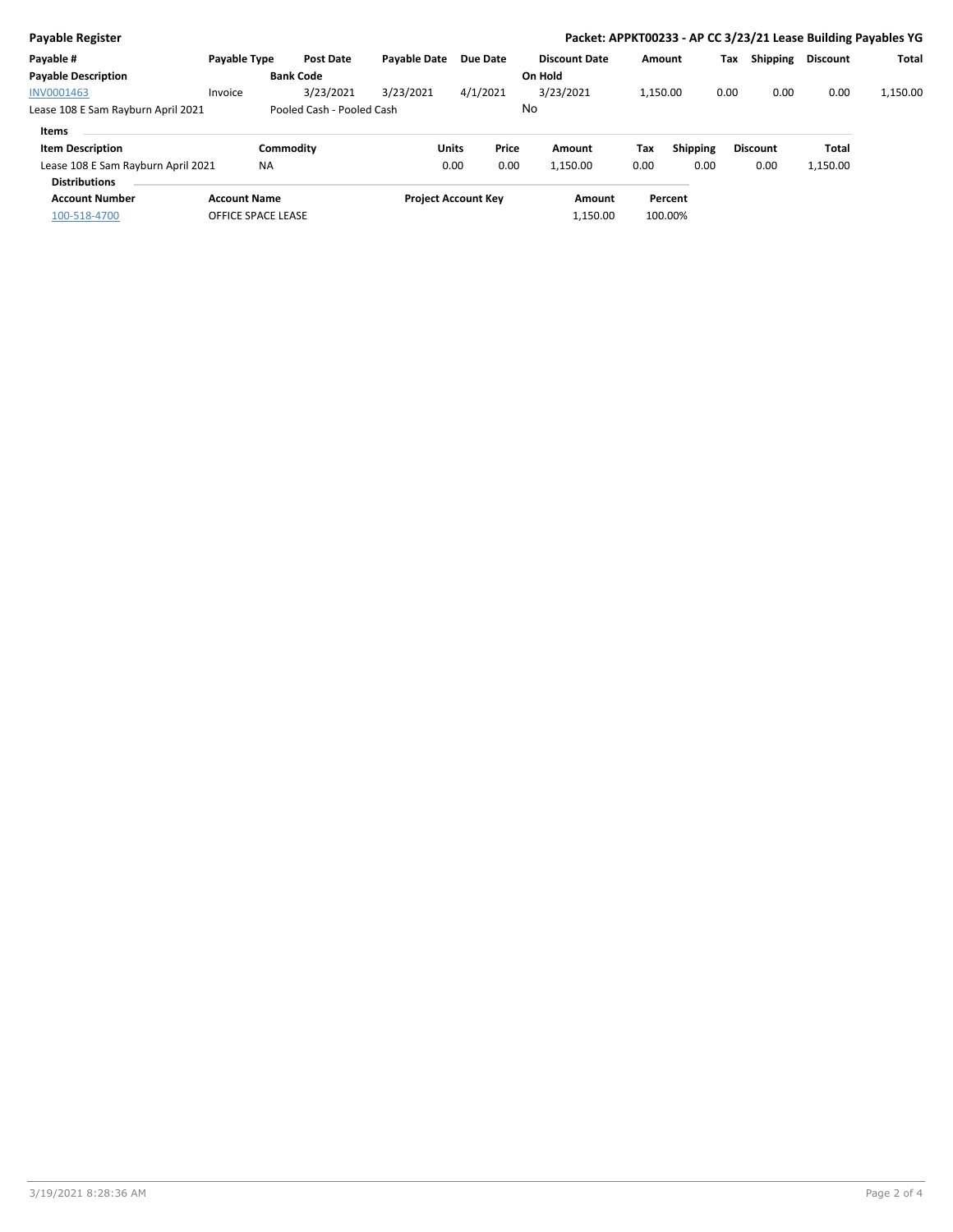**Payable Register**

**Packet: APPKT00233 - AP CC 3/23/21 Lease Building Payables YG**

| Payable # | Payable Type | Post Date | Payable Date | Due Date | Discount Date | Amount | Tax | Shipping | Discount | Total |
|---|---|---|---|---|---|---|---|---|---|---|
| **Payable Description** | | **Bank Code** | | | **On Hold** | | | | | |
| INV0001463 | Invoice | 3/23/2021 | 3/23/2021 | 4/1/2021 | 3/23/2021 | 1,150.00 | 0.00 | 0.00 | 0.00 | 1,150.00 |
| Lease 108 E Sam Rayburn April 2021 | | Pooled Cash - Pooled Cash | | | No | | | | | |

**Items**

| Item Description | Commodity | Units | Price | Amount | Tax | Shipping | Discount | Total |
|---|---|---|---|---|---|---|---|---|
| Lease 108 E Sam Rayburn April 2021 | NA | 0.00 | 0.00 | 1,150.00 | 0.00 | 0.00 | 0.00 | 1,150.00 |

**Distributions**

| Account Number | Account Name | Project Account Key | Amount | Percent |
|---|---|---|---|---|
| 100-518-4700 | OFFICE SPACE LEASE | | 1,150.00 | 100.00% |

3/19/2021 8:28:36 AM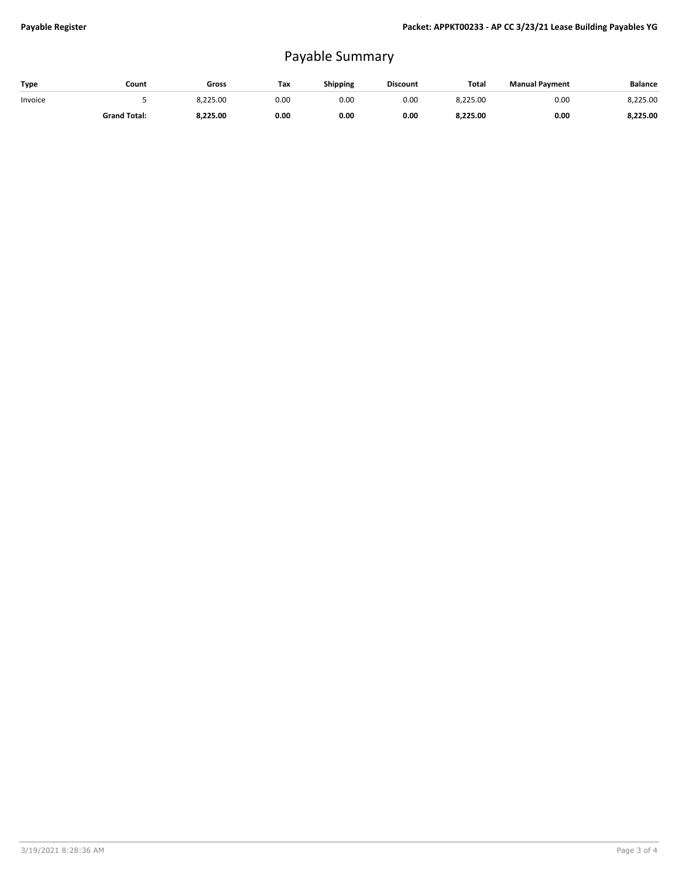# Payable Summary

| Type | Count | Gross | Tax | Shipping | Discount | Total | Manual Payment | Balance |
|---|---|---|---|---|---|---|---|---|
| Invoice | 5 | 8,225.00 | 0.00 | 0.00 | 0.00 | 8,225.00 | 0.00 | 8,225.00 |
| | **Grand Total:** | **8,225.00** | **0.00** | **0.00** | **0.00** | **8,225.00** | **0.00** | **8,225.00** |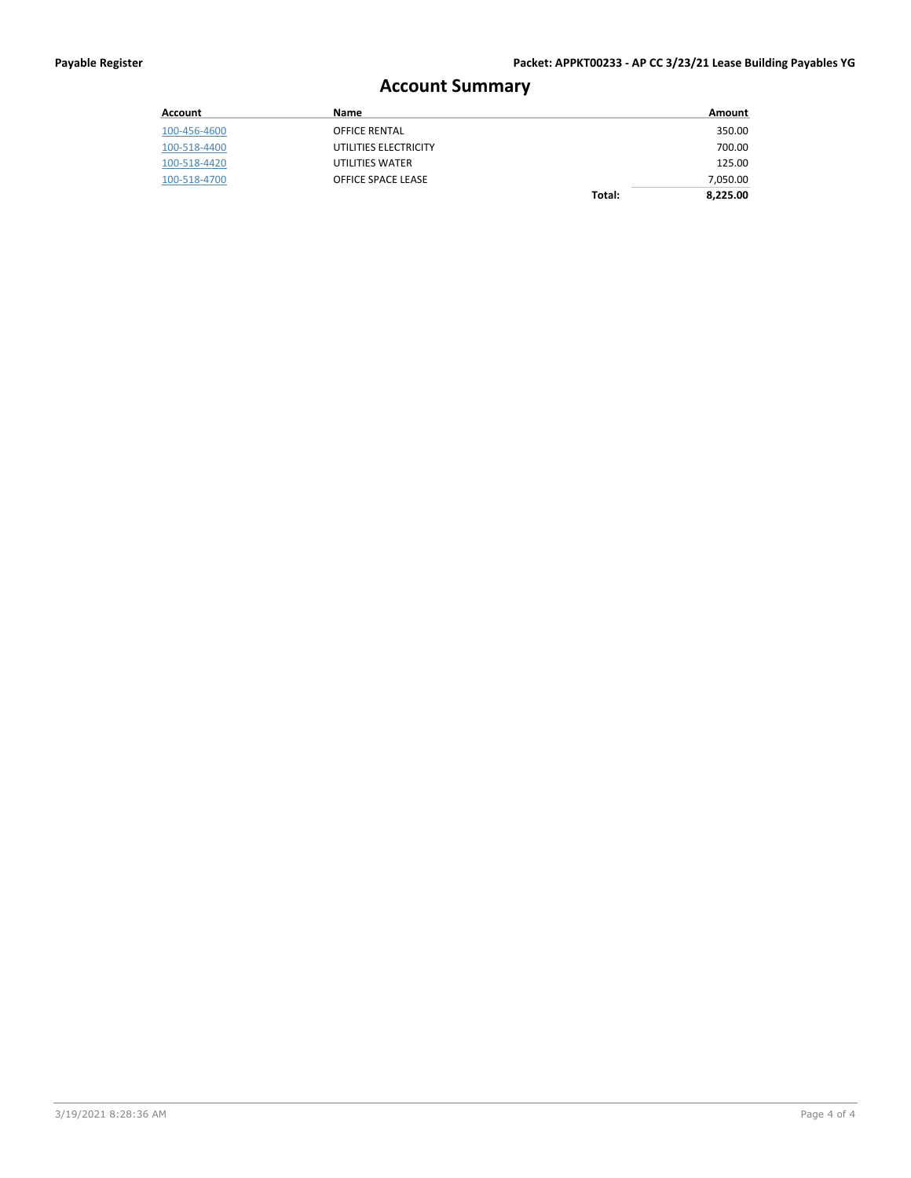# Account Summary

| Account | Name | | Amount |
|---|---|---|---|
| 100-456-4600 | OFFICE RENTAL | | 350.00 |
| 100-518-4400 | UTILITIES ELECTRICITY | | 700.00 |
| 100-518-4420 | UTILITIES WATER | | 125.00 |
| 100-518-4700 | OFFICE SPACE LEASE | | 7,050.00 |
| | | **Total:** | **8,225.00** |